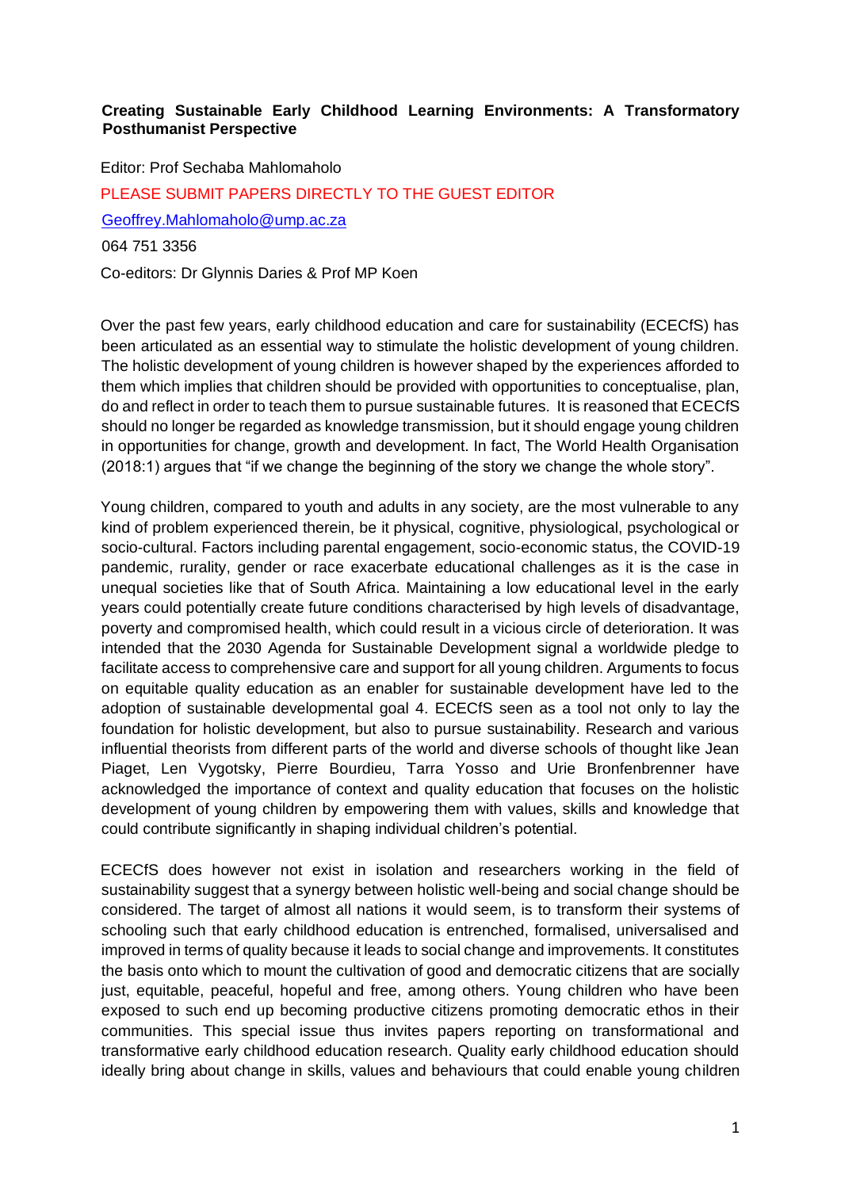**Creating Sustainable Early Childhood Learning Environments: A Transformatory Posthumanist Perspective**

Editor: Prof Sechaba Mahlomaholo

PLEASE SUBMIT PAPERS DIRECTLY TO THE GUEST EDITOR

Geoffrey.Mahlomaholo@ump.ac.za

064 751 3356

Co-editors: Dr Glynnis Daries & Prof MP Koen

Over the past few years, early childhood education and care for sustainability (ECECfS) has been articulated as an essential way to stimulate the holistic development of young children. The holistic development of young children is however shaped by the experiences afforded to them which implies that children should be provided with opportunities to conceptualise, plan, do and reflect in order to teach them to pursue sustainable futures. It is reasoned that ECECfS should no longer be regarded as knowledge transmission, but it should engage young children in opportunities for change, growth and development. In fact, The World Health Organisation (2018:1) argues that "if we change the beginning of the story we change the whole story".

Young children, compared to youth and adults in any society, are the most vulnerable to any kind of problem experienced therein, be it physical, cognitive, physiological, psychological or socio-cultural. Factors including parental engagement, socio-economic status, the COVID-19 pandemic, rurality, gender or race exacerbate educational challenges as it is the case in unequal societies like that of South Africa. Maintaining a low educational level in the early years could potentially create future conditions characterised by high levels of disadvantage, poverty and compromised health, which could result in a vicious circle of deterioration. It was intended that the 2030 Agenda for Sustainable Development signal a worldwide pledge to facilitate access to comprehensive care and support for all young children. Arguments to focus on equitable quality education as an enabler for sustainable development have led to the adoption of sustainable developmental goal 4. ECECfS seen as a tool not only to lay the foundation for holistic development, but also to pursue sustainability. Research and various influential theorists from different parts of the world and diverse schools of thought like Jean Piaget, Len Vygotsky, Pierre Bourdieu, Tarra Yosso and Urie Bronfenbrenner have acknowledged the importance of context and quality education that focuses on the holistic development of young children by empowering them with values, skills and knowledge that could contribute significantly in shaping individual children's potential.

ECECfS does however not exist in isolation and researchers working in the field of sustainability suggest that a synergy between holistic well-being and social change should be considered. The target of almost all nations it would seem, is to transform their systems of schooling such that early childhood education is entrenched, formalised, universalised and improved in terms of quality because it leads to social change and improvements. It constitutes the basis onto which to mount the cultivation of good and democratic citizens that are socially just, equitable, peaceful, hopeful and free, among others. Young children who have been exposed to such end up becoming productive citizens promoting democratic ethos in their communities. This special issue thus invites papers reporting on transformational and transformative early childhood education research. Quality early childhood education should ideally bring about change in skills, values and behaviours that could enable young children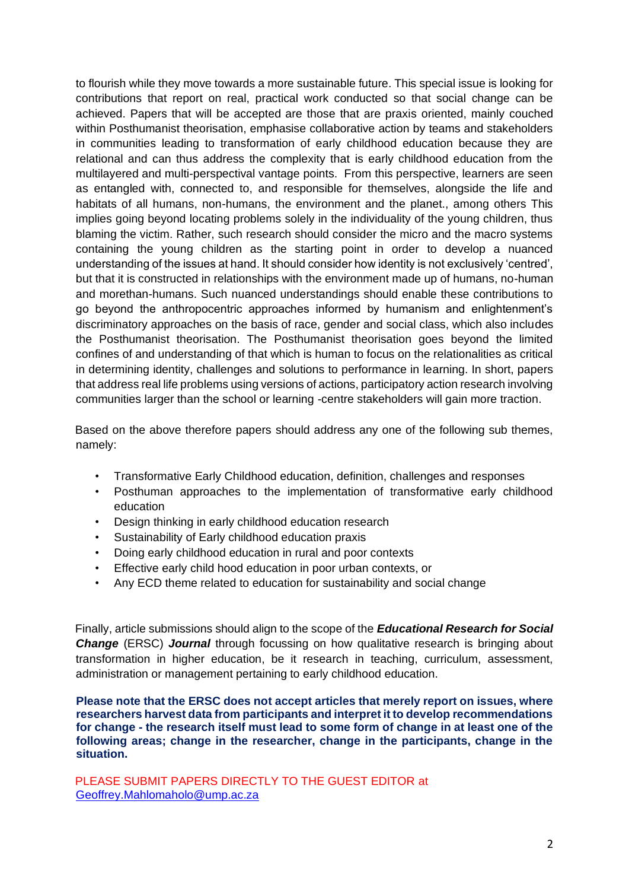to flourish while they move towards a more sustainable future. This special issue is looking for contributions that report on real, practical work conducted so that social change can be achieved. Papers that will be accepted are those that are praxis oriented, mainly couched within Posthumanist theorisation, emphasise collaborative action by teams and stakeholders in communities leading to transformation of early childhood education because they are relational and can thus address the complexity that is early childhood education from the multilayered and multi-perspectival vantage points. From this perspective, learners are seen as entangled with, connected to, and responsible for themselves, alongside the life and habitats of all humans, non-humans, the environment and the planet., among others This implies going beyond locating problems solely in the individuality of the young children, thus blaming the victim. Rather, such research should consider the micro and the macro systems containing the young children as the starting point in order to develop a nuanced understanding of the issues at hand. It should consider how identity is not exclusively 'centred', but that it is constructed in relationships with the environment made up of humans, no-human and morethan-humans. Such nuanced understandings should enable these contributions to go beyond the anthropocentric approaches informed by humanism and enlightenment's discriminatory approaches on the basis of race, gender and social class, which also includes the Posthumanist theorisation. The Posthumanist theorisation goes beyond the limited confines of and understanding of that which is human to focus on the relationalities as critical in determining identity, challenges and solutions to performance in learning. In short, papers that address real life problems using versions of actions, participatory action research involving communities larger than the school or learning -centre stakeholders will gain more traction.

Based on the above therefore papers should address any one of the following sub themes, namely:

- Transformative Early Childhood education, definition, challenges and responses
- Posthuman approaches to the implementation of transformative early childhood education
- Design thinking in early childhood education research
- Sustainability of Early childhood education praxis
- Doing early childhood education in rural and poor contexts
- Effective early child hood education in poor urban contexts, or
- Any ECD theme related to education for sustainability and social change

Finally, article submissions should align to the scope of the ***Educational Research for Social Change*** (ERSC) ***Journal*** through focussing on how qualitative research is bringing about transformation in higher education, be it research in teaching, curriculum, assessment, administration or management pertaining to early childhood education.

**Please note that the ERSC does not accept articles that merely report on issues, where researchers harvest data from participants and interpret it to develop recommendations for change - the research itself must lead to some form of change in at least one of the following areas; change in the researcher, change in the participants, change in the situation.**

PLEASE SUBMIT PAPERS DIRECTLY TO THE GUEST EDITOR at [Geoffrey.Mahlomaholo@ump.ac.za](mailto:Geoffrey.Mahlomaholo@ump.ac.za)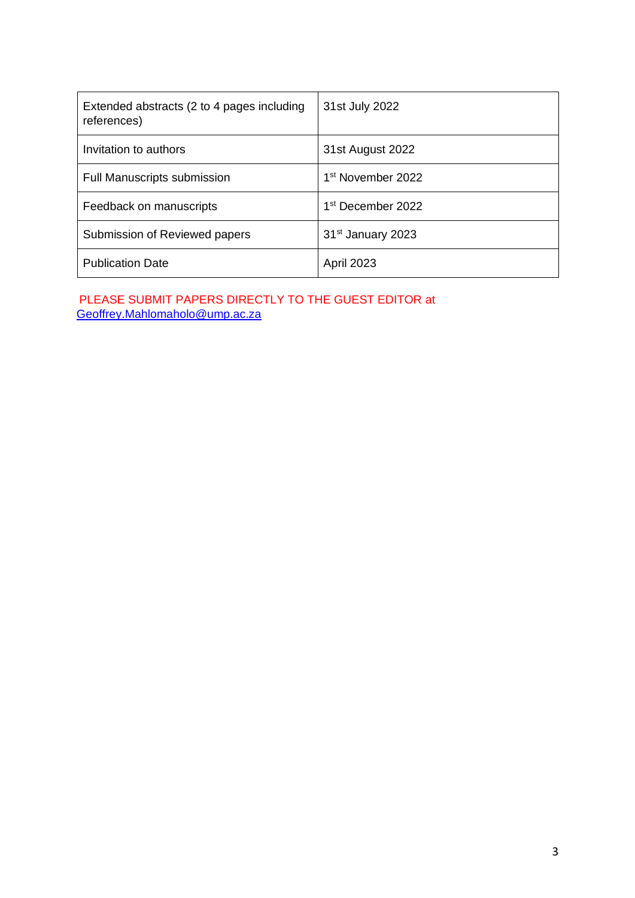| | |
|---|---|
| Extended abstracts (2 to 4 pages including references) | 31st July 2022 |
| Invitation to authors | 31st August 2022 |
| Full Manuscripts submission | 1st November 2022 |
| Feedback on manuscripts | 1st December 2022 |
| Submission of Reviewed papers | 31st January 2023 |
| Publication Date | April 2023 |

PLEASE SUBMIT PAPERS DIRECTLY TO THE GUEST EDITOR at Geoffrey.Mahlomaholo@ump.ac.za